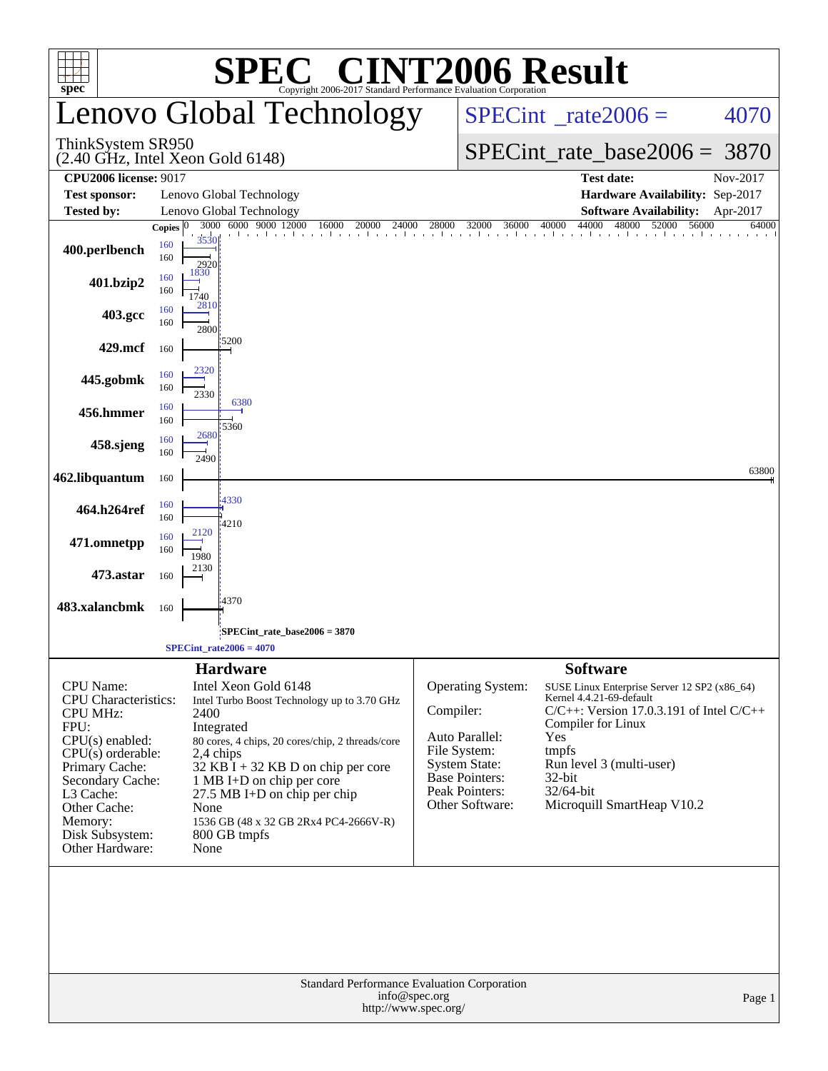# SPEC® CINT2006 Result

Copyright 2006-2017 Standard Performance Evaluation Corporation

# Lenovo Global Technology

ThinkSystem SR950
(2.40 GHz, Intel Xeon Gold 6148)

SPECint_rate2006 = 4070

SPECint_rate_base2006 = 3870

| | | | |
|---|---|---|---|
| **CPU2006 license:** 9017 | | **Test date:** | Nov-2017 |
| **Test sponsor:** | Lenovo Global Technology | **Hardware Availability:** | Sep-2017 |
| **Tested by:** | Lenovo Global Technology | **Software Availability:** | Apr-2017 |

| Benchmark | Copies | Peak | Base |
|---|---|---|---|
| 400.perlbench | 160 / 160 | 3530 | 2920 |
| 401.bzip2 | 160 / 160 | 1830 | 1740 |
| 403.gcc | 160 / 160 | 2810 | 2800 |
| 429.mcf | 160 | | 5200 |
| 445.gobmk | 160 / 160 | 2320 | 2330 |
| 456.hmmer | 160 / 160 | 6380 | 5360 |
| 458.sjeng | 160 / 160 | 2680 | 2490 |
| 462.libquantum | 160 | | 63800 |
| 464.h264ref | 160 / 160 | 4330 | 4210 |
| 471.omnetpp | 160 / 160 | 2120 | 1980 |
| 473.astar | 160 | | 2130 |
| 483.xalancbmk | 160 | | 4370 |

SPECint_rate_base2006 = 3870

SPECint_rate2006 = 4070

## Hardware

| | |
|---|---|
| CPU Name: | Intel Xeon Gold 6148 |
| CPU Characteristics: | Intel Turbo Boost Technology up to 3.70 GHz |
| CPU MHz: | 2400 |
| FPU: | Integrated |
| CPU(s) enabled: | 80 cores, 4 chips, 20 cores/chip, 2 threads/core |
| CPU(s) orderable: | 2,4 chips |
| Primary Cache: | 32 KB I + 32 KB D on chip per core |
| Secondary Cache: | 1 MB I+D on chip per core |
| L3 Cache: | 27.5 MB I+D on chip per chip |
| Other Cache: | None |
| Memory: | 1536 GB (48 x 32 GB 2Rx4 PC4-2666V-R) |
| Disk Subsystem: | 800 GB tmpfs |
| Other Hardware: | None |

## Software

| | |
|---|---|
| Operating System: | SUSE Linux Enterprise Server 12 SP2 (x86_64) Kernel 4.4.21-69-default |
| Compiler: | C/C++: Version 17.0.3.191 of Intel C/C++ Compiler for Linux |
| Auto Parallel: | Yes |
| File System: | tmpfs |
| System State: | Run level 3 (multi-user) |
| Base Pointers: | 32-bit |
| Peak Pointers: | 32/64-bit |
| Other Software: | Microquill SmartHeap V10.2 |

Standard Performance Evaluation Corporation
info@spec.org
http://www.spec.org/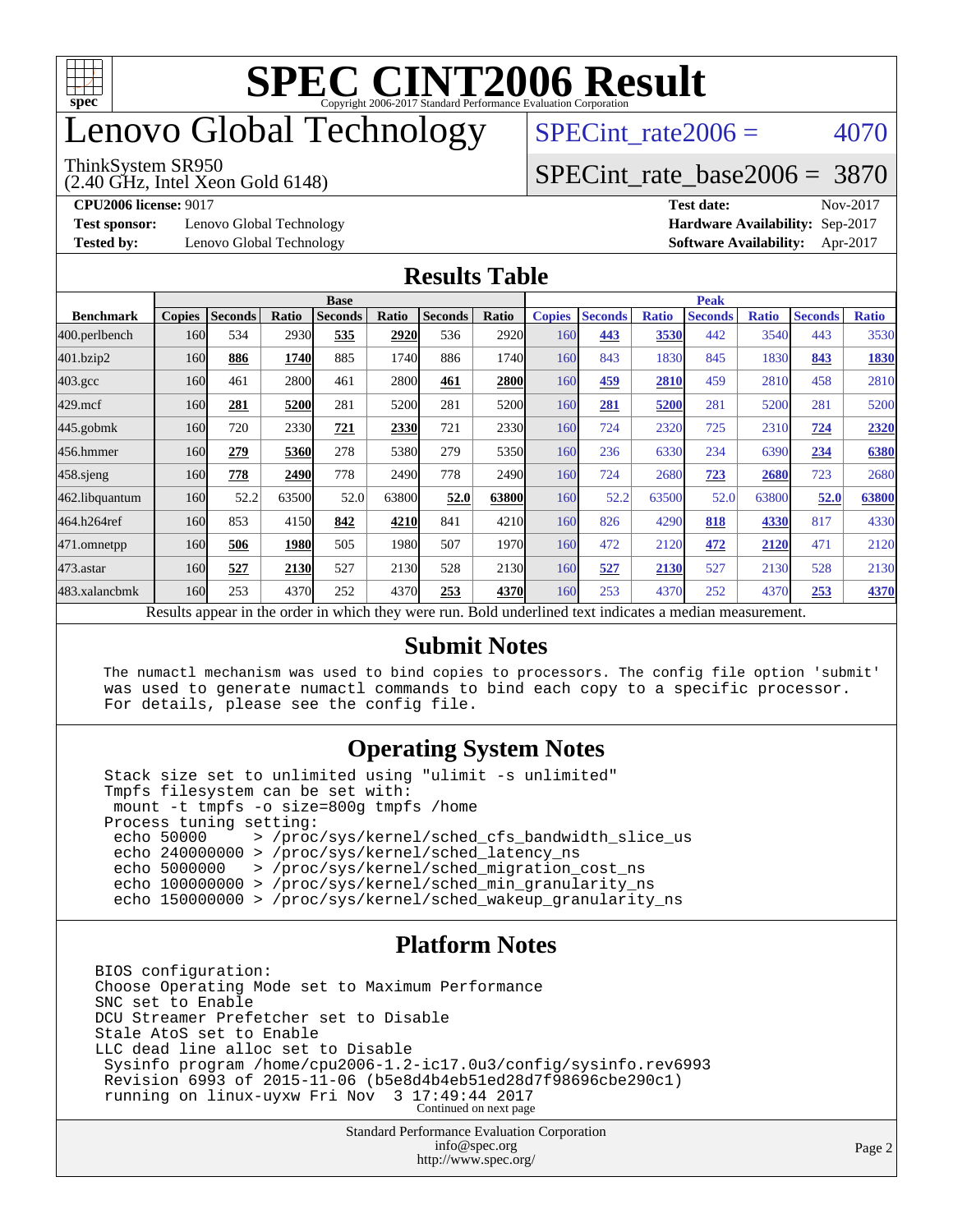# SPEC CINT2006 Result

Copyright 2006-2017 Standard Performance Evaluation Corporation

# Lenovo Global Technology

ThinkSystem SR950
(2.40 GHz, Intel Xeon Gold 6148)

SPECint_rate2006 = 4070

SPECint_rate_base2006 = 3870

**CPU2006 license:** 9017
**Test sponsor:** Lenovo Global Technology
**Tested by:** Lenovo Global Technology

**Test date:** Nov-2017
**Hardware Availability:** Sep-2017
**Software Availability:** Apr-2017

## Results Table

| | Base | | | | | | | Peak | | | | | | |
|---|---|---|---|---|---|---|---|---|---|---|---|---|---|---|
| Benchmark | Copies | Seconds | Ratio | Seconds | Ratio | Seconds | Ratio | Copies | Seconds | Ratio | Seconds | Ratio | Seconds | Ratio |
| 400.perlbench | 160 | 534 | 2930 | **535** | **2920** | 536 | 2920 | 160 | **443** | **3530** | 442 | 3540 | 443 | 3530 |
| 401.bzip2 | 160 | **886** | **1740** | 885 | 1740 | 886 | 1740 | 160 | 843 | 1830 | 845 | 1830 | **843** | **1830** |
| 403.gcc | 160 | 461 | 2800 | 461 | 2800 | **461** | **2800** | 160 | **459** | **2810** | 459 | 2810 | 458 | 2810 |
| 429.mcf | 160 | **281** | **5200** | 281 | 5200 | 281 | 5200 | 160 | **281** | **5200** | 281 | 5200 | 281 | 5200 |
| 445.gobmk | 160 | 720 | 2330 | **721** | **2330** | 721 | 2330 | 160 | 724 | 2320 | 725 | 2310 | **724** | **2320** |
| 456.hmmer | 160 | **279** | **5360** | 278 | 5380 | 279 | 5350 | 160 | 236 | 6330 | 234 | 6390 | **234** | **6380** |
| 458.sjeng | 160 | **778** | **2490** | 778 | 2490 | 778 | 2490 | 160 | 724 | 2680 | **723** | **2680** | 723 | 2680 |
| 462.libquantum | 160 | 52.2 | 63500 | 52.0 | 63800 | **52.0** | **63800** | 160 | 52.2 | 63500 | 52.0 | 63800 | **52.0** | **63800** |
| 464.h264ref | 160 | 853 | 4150 | **842** | **4210** | 841 | 4210 | 160 | 826 | 4290 | **818** | **4330** | 817 | 4330 |
| 471.omnetpp | 160 | **506** | **1980** | 505 | 1980 | 507 | 1970 | 160 | 472 | 2120 | **472** | **2120** | 471 | 2120 |
| 473.astar | 160 | **527** | **2130** | 527 | 2130 | 528 | 2130 | 160 | **527** | **2130** | 527 | 2130 | 528 | 2130 |
| 483.xalancbmk | 160 | 253 | 4370 | 252 | 4370 | **253** | **4370** | 160 | 253 | 4370 | 252 | 4370 | **253** | **4370** |

Results appear in the order in which they were run. Bold underlined text indicates a median measurement.

## Submit Notes

```
The numactl mechanism was used to bind copies to processors. The config file option 'submit'
was used to generate numactl commands to bind each copy to a specific processor.
For details, please see the config file.
```

## Operating System Notes

```
Stack size set to unlimited using "ulimit -s unlimited"
Tmpfs filesystem can be set with:
 mount -t tmpfs -o size=800g tmpfs /home
Process tuning setting:
 echo 50000     > /proc/sys/kernel/sched_cfs_bandwidth_slice_us
 echo 240000000 > /proc/sys/kernel/sched_latency_ns
 echo 5000000   > /proc/sys/kernel/sched_migration_cost_ns
 echo 100000000 > /proc/sys/kernel/sched_min_granularity_ns
 echo 150000000 > /proc/sys/kernel/sched_wakeup_granularity_ns
```

## Platform Notes

```
BIOS configuration:
Choose Operating Mode set to Maximum Performance
SNC set to Enable
DCU Streamer Prefetcher set to Disable
Stale AtoS set to Enable
LLC dead line alloc set to Disable
 Sysinfo program /home/cpu2006-1.2-ic17.0u3/config/sysinfo.rev6993
 Revision 6993 of 2015-11-06 (b5e8d4b4eb51ed28d7f98696cbe290c1)
 running on linux-uyxw Fri Nov  3 17:49:44 2017
```

Continued on next page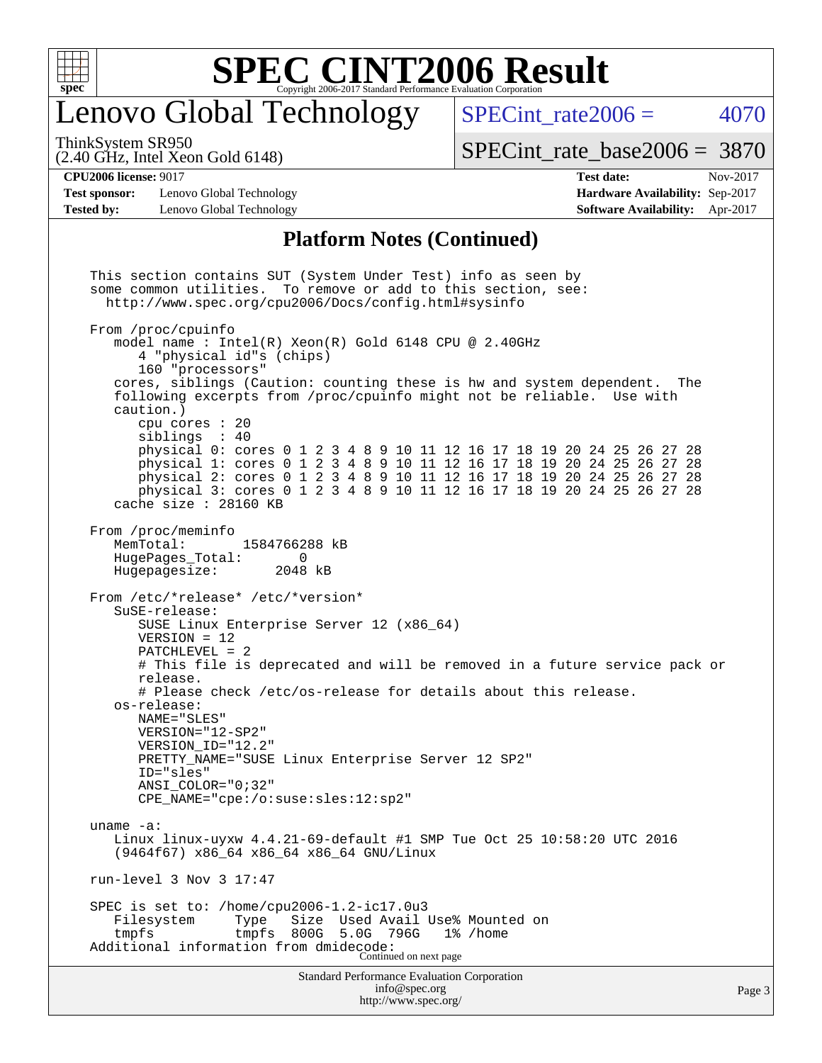# Lenovo Global Technology

ThinkSystem SR950
(2.40 GHz, Intel Xeon Gold 6148)

SPECint_rate2006 = 4070

SPECint_rate_base2006 = 3870

**CPU2006 license:** 9017
**Test sponsor:** Lenovo Global Technology
**Tested by:** Lenovo Global Technology

**Test date:** Nov-2017
**Hardware Availability:** Sep-2017
**Software Availability:** Apr-2017

## Platform Notes (Continued)

```
This section contains SUT (System Under Test) info as seen by
some common utilities.  To remove or add to this section, see:
  http://www.spec.org/cpu2006/Docs/config.html#sysinfo

From /proc/cpuinfo
   model name : Intel(R) Xeon(R) Gold 6148 CPU @ 2.40GHz
      4 "physical id"s (chips)
      160 "processors"
   cores, siblings (Caution: counting these is hw and system dependent.  The
   following excerpts from /proc/cpuinfo might not be reliable.  Use with
   caution.)
      cpu cores : 20
      siblings  : 40
      physical 0: cores 0 1 2 3 4 8 9 10 11 12 16 17 18 19 20 24 25 26 27 28
      physical 1: cores 0 1 2 3 4 8 9 10 11 12 16 17 18 19 20 24 25 26 27 28
      physical 2: cores 0 1 2 3 4 8 9 10 11 12 16 17 18 19 20 24 25 26 27 28
      physical 3: cores 0 1 2 3 4 8 9 10 11 12 16 17 18 19 20 24 25 26 27 28
   cache size : 28160 KB

From /proc/meminfo
   MemTotal:       1584766288 kB
   HugePages_Total:       0
   Hugepagesize:       2048 kB

From /etc/*release* /etc/*version*
   SuSE-release:
      SUSE Linux Enterprise Server 12 (x86_64)
      VERSION = 12
      PATCHLEVEL = 2
      # This file is deprecated and will be removed in a future service pack or
      release.
      # Please check /etc/os-release for details about this release.
   os-release:
      NAME="SLES"
      VERSION="12-SP2"
      VERSION_ID="12.2"
      PRETTY_NAME="SUSE Linux Enterprise Server 12 SP2"
      ID="sles"
      ANSI_COLOR="0;32"
      CPE_NAME="cpe:/o:suse:sles:12:sp2"

uname -a:
   Linux linux-uyxw 4.4.21-69-default #1 SMP Tue Oct 25 10:58:20 UTC 2016
   (9464f67) x86_64 x86_64 x86_64 GNU/Linux

run-level 3 Nov 3 17:47

SPEC is set to: /home/cpu2006-1.2-ic17.0u3
   Filesystem     Type   Size  Used Avail Use% Mounted on
   tmpfs          tmpfs  800G  5.0G  796G   1% /home
Additional information from dmidecode:
```

Continued on next page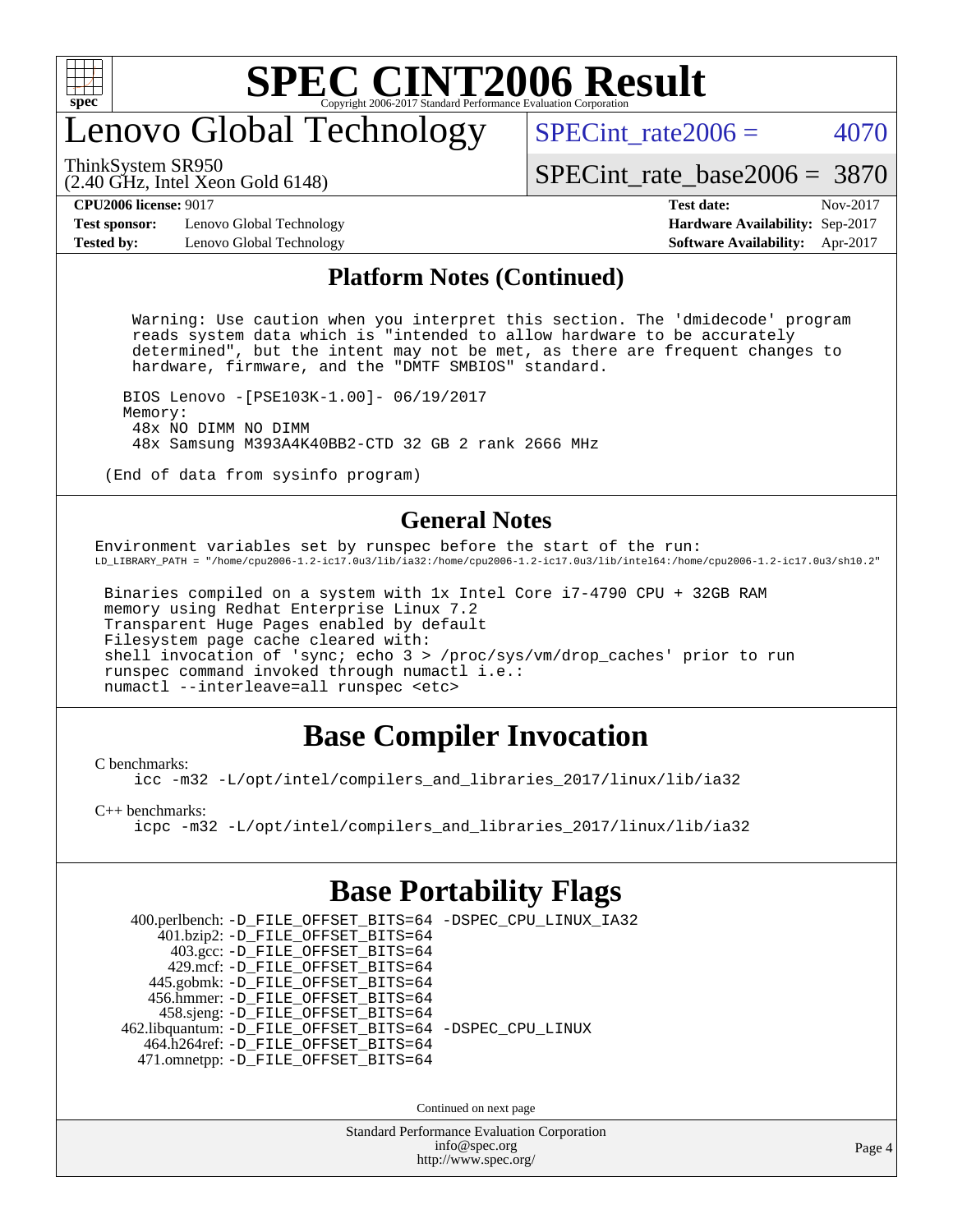# SPEC CINT2006 Result

## Lenovo Global Technology

ThinkSystem SR950
(2.40 GHz, Intel Xeon Gold 6148)

SPECint_rate2006 = 4070

SPECint_rate_base2006 = 3870

**CPU2006 license:** 9017
**Test sponsor:** Lenovo Global Technology
**Tested by:** Lenovo Global Technology

**Test date:** Nov-2017
**Hardware Availability:** Sep-2017
**Software Availability:** Apr-2017

### Platform Notes (Continued)

```
   Warning: Use caution when you interpret this section. The 'dmidecode' program
   reads system data which is "intended to allow hardware to be accurately
   determined", but the intent may not be met, as there are frequent changes to
   hardware, firmware, and the "DMTF SMBIOS" standard.

  BIOS Lenovo -[PSE103K-1.00]- 06/19/2017
  Memory:
   48x NO DIMM NO DIMM
   48x Samsung M393A4K40BB2-CTD 32 GB 2 rank 2666 MHz

(End of data from sysinfo program)
```

### General Notes

```
Environment variables set by runspec before the start of the run:
LD_LIBRARY_PATH = "/home/cpu2006-1.2-ic17.0u3/lib/ia32:/home/cpu2006-1.2-ic17.0u3/lib/intel64:/home/cpu2006-1.2-ic17.0u3/sh10.2"

 Binaries compiled on a system with 1x Intel Core i7-4790 CPU + 32GB RAM
 memory using Redhat Enterprise Linux 7.2
 Transparent Huge Pages enabled by default
 Filesystem page cache cleared with:
 shell invocation of 'sync; echo 3 > /proc/sys/vm/drop_caches' prior to run
 runspec command invoked through numactl i.e.:
 numactl --interleave=all runspec <etc>
```

## Base Compiler Invocation

C benchmarks:
```
icc -m32 -L/opt/intel/compilers_and_libraries_2017/linux/lib/ia32
```

C++ benchmarks:
```
icpc -m32 -L/opt/intel/compilers_and_libraries_2017/linux/lib/ia32
```

## Base Portability Flags

```
 400.perlbench: -D_FILE_OFFSET_BITS=64 -DSPEC_CPU_LINUX_IA32
     401.bzip2: -D_FILE_OFFSET_BITS=64
       403.gcc: -D_FILE_OFFSET_BITS=64
       429.mcf: -D_FILE_OFFSET_BITS=64
     445.gobmk: -D_FILE_OFFSET_BITS=64
     456.hmmer: -D_FILE_OFFSET_BITS=64
     458.sjeng: -D_FILE_OFFSET_BITS=64
462.libquantum: -D_FILE_OFFSET_BITS=64 -DSPEC_CPU_LINUX
   464.h264ref: -D_FILE_OFFSET_BITS=64
   471.omnetpp: -D_FILE_OFFSET_BITS=64
```

Continued on next page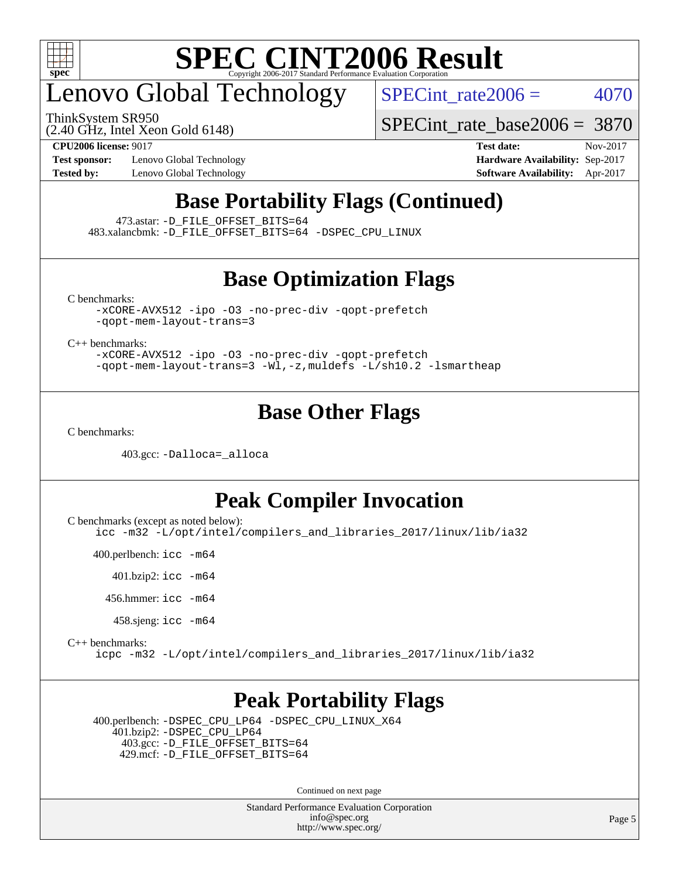# Lenovo Global Technology

ThinkSystem SR950
(2.40 GHz, Intel Xeon Gold 6148)

SPECint_rate2006 = 4070

SPECint_rate_base2006 = 3870

**CPU2006 license:** 9017
**Test sponsor:** Lenovo Global Technology
**Tested by:** Lenovo Global Technology
**Test date:** Nov-2017
**Hardware Availability:** Sep-2017
**Software Availability:** Apr-2017

## Base Portability Flags (Continued)

473.astar: -D_FILE_OFFSET_BITS=64
483.xalancbmk: -D_FILE_OFFSET_BITS=64 -DSPEC_CPU_LINUX

## Base Optimization Flags

C benchmarks:
-xCORE-AVX512 -ipo -O3 -no-prec-div -qopt-prefetch -qopt-mem-layout-trans=3

C++ benchmarks:
-xCORE-AVX512 -ipo -O3 -no-prec-div -qopt-prefetch -qopt-mem-layout-trans=3 -Wl,-z,muldefs -L/sh10.2 -lsmartheap

## Base Other Flags

C benchmarks:

403.gcc: -Dalloca=_alloca

## Peak Compiler Invocation

C benchmarks (except as noted below):
icc -m32 -L/opt/intel/compilers_and_libraries_2017/linux/lib/ia32

400.perlbench: icc -m64

401.bzip2: icc -m64

456.hmmer: icc -m64

458.sjeng: icc -m64

C++ benchmarks:
icpc -m32 -L/opt/intel/compilers_and_libraries_2017/linux/lib/ia32

## Peak Portability Flags

400.perlbench: -DSPEC_CPU_LP64 -DSPEC_CPU_LINUX_X64
401.bzip2: -DSPEC_CPU_LP64
403.gcc: -D_FILE_OFFSET_BITS=64
429.mcf: -D_FILE_OFFSET_BITS=64

Continued on next page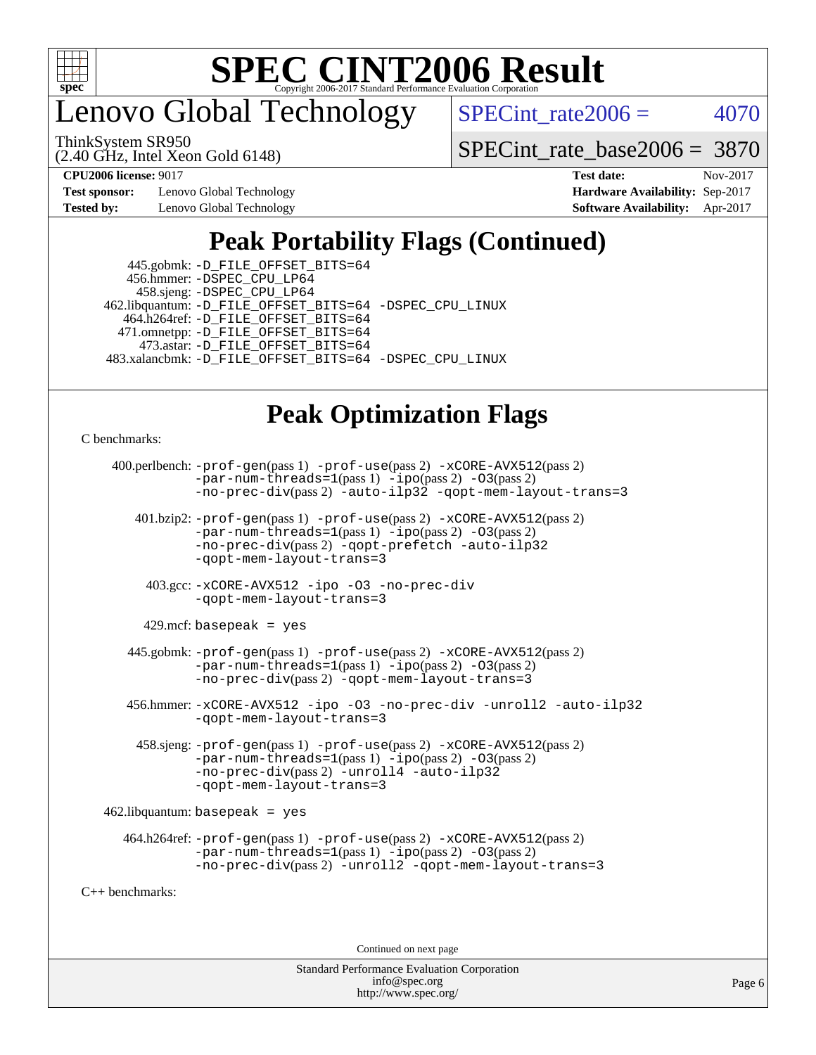# SPEC CINT2006 Result

## Lenovo Global Technology

ThinkSystem SR950
(2.40 GHz, Intel Xeon Gold 6148)

SPECint_rate2006 = 4070

SPECint_rate_base2006 = 3870

**CPU2006 license:** 9017
**Test sponsor:** Lenovo Global Technology
**Tested by:** Lenovo Global Technology

**Test date:** Nov-2017
**Hardware Availability:** Sep-2017
**Software Availability:** Apr-2017

## Peak Portability Flags (Continued)

445.gobmk: -D_FILE_OFFSET_BITS=64
456.hmmer: -DSPEC_CPU_LP64
458.sjeng: -DSPEC_CPU_LP64
462.libquantum: -D_FILE_OFFSET_BITS=64 -DSPEC_CPU_LINUX
464.h264ref: -D_FILE_OFFSET_BITS=64
471.omnetpp: -D_FILE_OFFSET_BITS=64
473.astar: -D_FILE_OFFSET_BITS=64
483.xalancbmk: -D_FILE_OFFSET_BITS=64 -DSPEC_CPU_LINUX

## Peak Optimization Flags

C benchmarks:

400.perlbench: -prof-gen(pass 1) -prof-use(pass 2) -xCORE-AVX512(pass 2) -par-num-threads=1(pass 1) -ipo(pass 2) -O3(pass 2) -no-prec-div(pass 2) -auto-ilp32 -qopt-mem-layout-trans=3

401.bzip2: -prof-gen(pass 1) -prof-use(pass 2) -xCORE-AVX512(pass 2) -par-num-threads=1(pass 1) -ipo(pass 2) -O3(pass 2) -no-prec-div(pass 2) -qopt-prefetch -auto-ilp32 -qopt-mem-layout-trans=3

403.gcc: -xCORE-AVX512 -ipo -O3 -no-prec-div -qopt-mem-layout-trans=3

429.mcf: basepeak = yes

445.gobmk: -prof-gen(pass 1) -prof-use(pass 2) -xCORE-AVX512(pass 2) -par-num-threads=1(pass 1) -ipo(pass 2) -O3(pass 2) -no-prec-div(pass 2) -qopt-mem-layout-trans=3

456.hmmer: -xCORE-AVX512 -ipo -O3 -no-prec-div -unroll2 -auto-ilp32 -qopt-mem-layout-trans=3

458.sjeng: -prof-gen(pass 1) -prof-use(pass 2) -xCORE-AVX512(pass 2) -par-num-threads=1(pass 1) -ipo(pass 2) -O3(pass 2) -no-prec-div(pass 2) -unroll4 -auto-ilp32 -qopt-mem-layout-trans=3

462.libquantum: basepeak = yes

464.h264ref: -prof-gen(pass 1) -prof-use(pass 2) -xCORE-AVX512(pass 2) -par-num-threads=1(pass 1) -ipo(pass 2) -O3(pass 2) -no-prec-div(pass 2) -unroll2 -qopt-mem-layout-trans=3

C++ benchmarks:

Continued on next page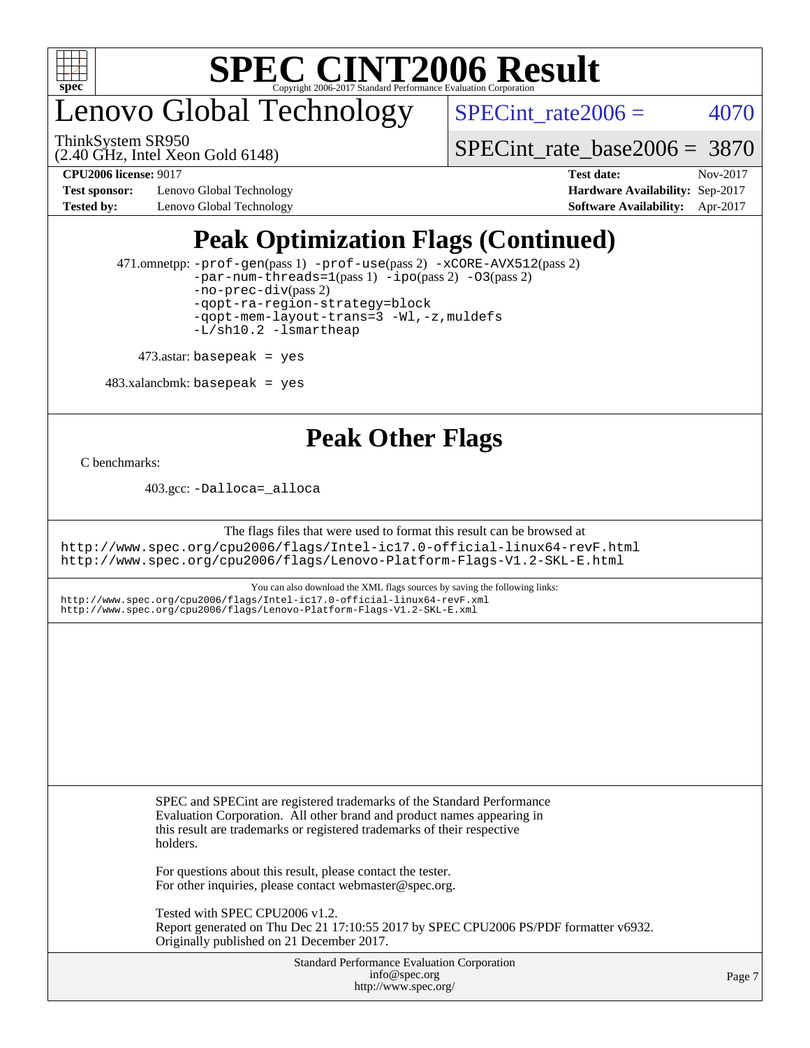# SPEC CINT2006 Result

Copyright 2006-2017 Standard Performance Evaluation Corporation

# Lenovo Global Technology

ThinkSystem SR950
(2.40 GHz, Intel Xeon Gold 6148)

SPECint_rate2006 = 4070

SPECint_rate_base2006 = 3870

**CPU2006 license:** 9017
**Test sponsor:** Lenovo Global Technology
**Tested by:** Lenovo Global Technology

**Test date:** Nov-2017
**Hardware Availability:** Sep-2017
**Software Availability:** Apr-2017

## Peak Optimization Flags (Continued)

471.omnetpp: -prof-gen(pass 1) -prof-use(pass 2) -xCORE-AVX512(pass 2) -par-num-threads=1(pass 1) -ipo(pass 2) -O3(pass 2) -no-prec-div(pass 2) -qopt-ra-region-strategy=block -qopt-mem-layout-trans=3 -Wl,-z,muldefs -L/sh10.2 -lsmartheap

473.astar: basepeak = yes

483.xalancbmk: basepeak = yes

## Peak Other Flags

C benchmarks:

403.gcc: -Dalloca=_alloca

The flags files that were used to format this result can be browsed at
http://www.spec.org/cpu2006/flags/Intel-ic17.0-official-linux64-revF.html
http://www.spec.org/cpu2006/flags/Lenovo-Platform-Flags-V1.2-SKL-E.html

You can also download the XML flags sources by saving the following links:
http://www.spec.org/cpu2006/flags/Intel-ic17.0-official-linux64-revF.xml
http://www.spec.org/cpu2006/flags/Lenovo-Platform-Flags-V1.2-SKL-E.xml

SPEC and SPECint are registered trademarks of the Standard Performance Evaluation Corporation. All other brand and product names appearing in this result are trademarks or registered trademarks of their respective holders.

For questions about this result, please contact the tester.
For other inquiries, please contact webmaster@spec.org.

Tested with SPEC CPU2006 v1.2.
Report generated on Thu Dec 21 17:10:55 2017 by SPEC CPU2006 PS/PDF formatter v6932.
Originally published on 21 December 2017.

Standard Performance Evaluation Corporation
info@spec.org
http://www.spec.org/